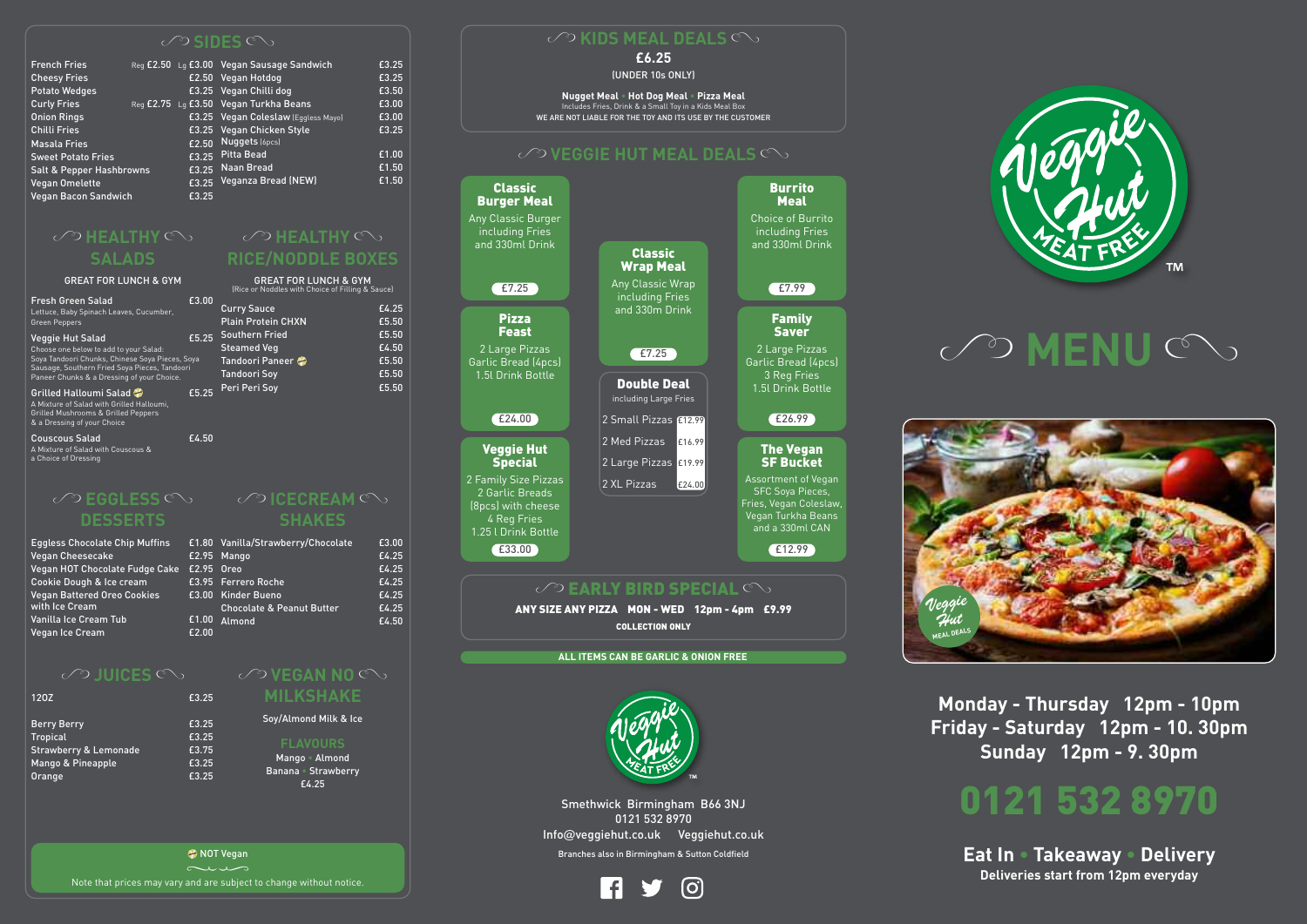# SIDES

| Item | Price |
|---|---|
| French Fries | Reg £2.50 Lg £3.00 |
| Cheesy Fries | £2.50 |
| Potato Wedges | £3.25 |
| Curly Fries | Reg £2.75 Lg £3.50 |
| Onion Rings | £3.25 |
| Chilli Fries | £3.25 |
| Masala Fries | £2.50 |
| Sweet Potato Fries | £3.25 |
| Salt & Pepper Hashbrowns | £3.25 |
| Vegan Omelette | £3.25 |
| Vegan Bacon Sandwich | £3.25 |
| Vegan Sausage Sandwich | £3.25 |
| Vegan Hotdog | £3.25 |
| Vegan Chilli dog | £3.50 |
| Vegan Turkha Beans | £3.00 |
| Vegan Coleslaw (Eggless Mayo) | £3.00 |
| Vegan Chicken Style Nuggets (6pcs) | £3.25 |
| Pitta Bead | £1.00 |
| Naan Bread | £1.50 |
| Veganza Bread (NEW) | £1.50 |

# HEALTHY SALADS

GREAT FOR LUNCH & GYM

**Fresh Green Salad** £3.00
Lettuce, Baby Spinach Leaves, Cucumber, Green Peppers

**Veggie Hut Salad** £5.25
Choose one below to add to your Salad: Soya Tandoori Chunks, Chinese Soya Pieces, Soya Sausage, Southern Fried Soya Pieces, Tandoori Paneer Chunks & a Dressing of your Choice.

**Grilled Halloumi Salad** (Not Vegan) £5.25
A Mixture of Salad with Grilled Halloumi, Grilled Mushrooms & Grilled Peppers & a Dressing of your Choice

**Couscous Salad** £4.50
A Mixture of Salad with Couscous & a Choice of Dressing

# HEALTHY RICE/NODDLE BOXES

GREAT FOR LUNCH & GYM
(Rice or Noddles with Choice of Filling & Sauce)

| Item | Price |
|---|---|
| Curry Sauce | £4.25 |
| Plain Protein CHXN | £5.50 |
| Southern Fried | £5.50 |
| Steamed Veg | £4.50 |
| Tandoori Paneer (Not Vegan) | £5.50 |
| Tandoori Soy | £5.50 |
| Peri Peri Soy | £5.50 |

# EGGLESS DESSERTS

| Item | Price |
|---|---|
| Eggless Chocolate Chip Muffins | £1.80 |
| Vegan Cheesecake | £2.95 |
| Vegan HOT Chocolate Fudge Cake | £2.95 |
| Cookie Dough & Ice cream | £3.95 |
| Vegan Battered Oreo Cookies with Ice Cream | £3.00 |
| Vanilla Ice Cream Tub | £1.00 |
| Vegan Ice Cream | £2.00 |

# ICECREAM SHAKES

| Item | Price |
|---|---|
| Vanilla/Strawberry/Chocolate | £3.00 |
| Mango | £4.25 |
| Oreo | £4.25 |
| Ferrero Roche | £4.25 |
| Kinder Bueno | £4.25 |
| Chocolate & Peanut Butter | £4.25 |
| Almond | £4.50 |

# JUICES

| Item | Price |
|---|---|
| 12OZ | £3.25 |
| Berry Berry | £3.25 |
| Tropical | £3.25 |
| Strawberry & Lemonade | £3.75 |
| Mango & Pineapple | £3.25 |
| Orange | £3.25 |

# VEGAN NO MILKSHAKE

Soy/Almond Milk & Ice

**FLAVOURS**
Mango • Almond
Banana • Strawberry
£4.25

(Not Vegan symbol) NOT Vegan

Note that prices may vary and are subject to change without notice.

# KIDS MEAL DEALS

**£6.25**
(UNDER 10s ONLY)

**Nugget Meal • Hot Dog Meal • Pizza Meal**
Includes Fries, Drink & a Small Toy in a Kids Meal Box
WE ARE NOT LIABLE FOR THE TOY AND ITS USE BY THE CUSTOMER

# VEGGIE HUT MEAL DEALS

**Classic Burger Meal** — £7.25
Any Classic Burger including Fries and 330ml Drink

**Classic Wrap Meal** — £7.25
Any Classic Wrap including Fries and 330m Drink

**Burrito Meal** — £7.99
Choice of Burrito including Fries and 330ml Drink

**Pizza Feast** — £24.00
2 Large Pizzas, Garlic Bread (4pcs), 1.5l Drink Bottle

**Double Deal** (including Large Fries)

| Item | Price |
|---|---|
| 2 Small Pizzas | £12.99 |
| 2 Med Pizzas | £16.99 |
| 2 Large Pizzas | £19.99 |
| 2 XL Pizzas | £24.00 |

**Family Saver** — £26.99
2 Large Pizzas, Garlic Bread (4pcs), 3 Reg Fries, 1.5l Drink Bottle

**Veggie Hut Special** — £33.00
2 Family Size Pizzas, 2 Garlic Breads (8pcs) with cheese, 4 Reg Fries, 1.25 l Drink Bottle

**The Vegan SF Bucket** — £12.99
Assortment of Vegan SFC Soya Pieces, Fries, Vegan Coleslaw, Vegan Turkha Beans and a 330ml CAN

# EARLY BIRD SPECIAL

**ANY SIZE ANY PIZZA MON - WED 12pm - 4pm £9.99**
**COLLECTION ONLY**

**ALL ITEMS CAN BE GARLIC & ONION FREE**

Veggie Hut MEAT FREE™

Smethwick Birmingham B66 3NJ
0121 532 8970
Info@veggiehut.co.uk Veggiehut.co.uk

Branches also in Birmingham & Sutton Coldfield

Veggie Hut MEAT FREE™

# MENU

Veggie Hut MEAL DEALS

**Monday - Thursday 12pm - 10pm**
**Friday - Saturday 12pm - 10. 30pm**
**Sunday 12pm - 9. 30pm**

# 0121 532 8970

**Eat In • Takeaway • Delivery**
**Deliveries start from 12pm everyday**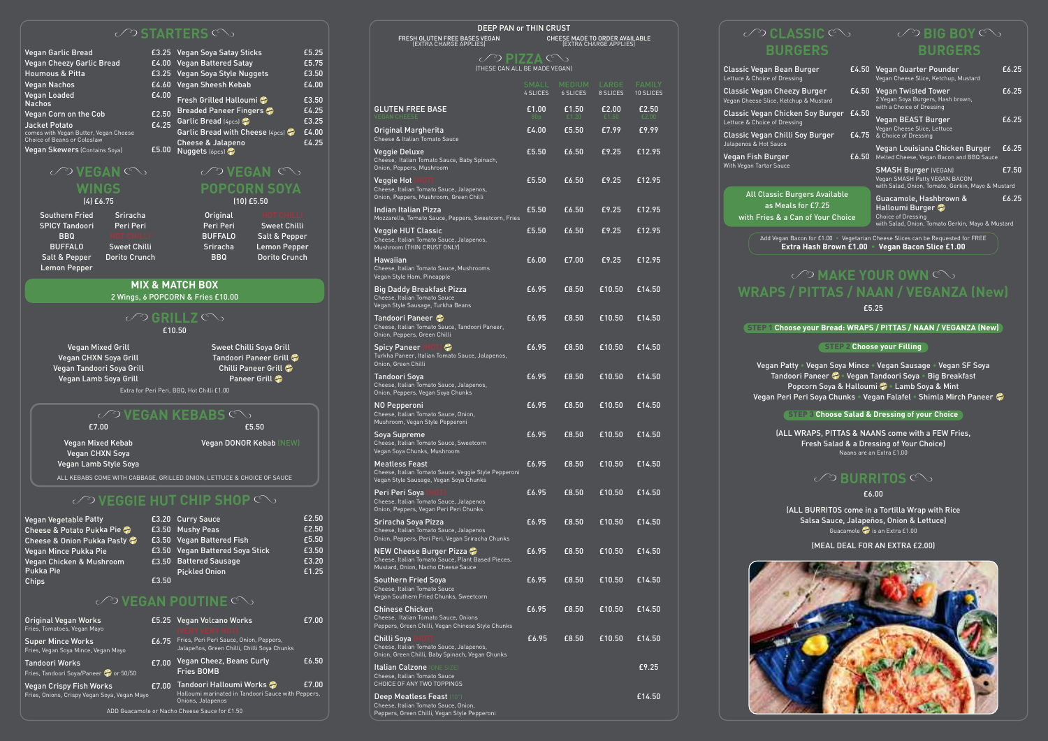## STARTERS

| | | | |
|---|---|---|---|
| Vegan Garlic Bread | £3.25 | Vegan Soya Satay Sticks | £5.25 |
| Vegan Cheezy Garlic Bread | £4.00 | Vegan Battered Satay | £5.75 |
| Houmous & Pitta | £3.25 | Vegan Soya Style Nuggets | £3.50 |
| Vegan Nachos | £4.60 | Vegan Sheesh Kebab | £4.00 |
| Vegan Loaded Nachos | £4.00 | Fresh Grilled Halloumi | £3.50 |
| Vegan Corn on the Cob | £2.50 | Breaded Paneer Fingers | £4.25 |
| Jacket Potato comes with Vegan Butter, Vegan Cheese Choice of Beans or Coleslaw | £4.25 | Garlic Bread (4pcs) | £3.25 |
| Vegan Skewers (Contains Soya) | £5.00 | Garlic Bread with Cheese (4pcs) | £4.00 |
| | | Cheese & Jalapeno Nuggets (6pcs) | £4.25 |

## VEGAN WINGS

(4) £6.75

Southern Fried, Sriracha, SPICY Tandoori, Peri Peri, BBQ, HOT CHILLI, BUFFALO, Sweet Chilli, Salt & Pepper, Dorito Crunch, Lemon Pepper

## VEGAN POPCORN SOYA

(10) £5.50

Original, HOT CHILLI, Peri Peri, Sweet Chilli, BUFFALO, Salt & Pepper, Sriracha, Lemon Pepper, BBQ, Dorito Crunch

## MIX & MATCH BOX

2 Wings, 6 POPCORN & Fries £10.00

## GRILLZ

£10.50

Vegan Mixed Grill, Sweet Chilli Soya Grill, Vegan CHXN Soya Grill, Tandoori Paneer Grill, Vegan Tandoori Soya Grill, Chilli Paneer Grill, Vegan Lamb Soya Grill, Paneer Grill

Extra for Peri Peri, BBQ, Hot Chilli £1.00

## VEGAN KEBABS

£7.00
- Vegan Mixed Kebab
- Vegan CHXN Soya
- Vegan Lamb Style Soya

£5.50
- Vegan DONOR Kebab (NEW)

ALL KEBABS COME WITH CABBAGE, GRILLED ONION, LETTUCE & CHOICE OF SAUCE

## VEGGIE HUT CHIP SHOP

| | | | |
|---|---|---|---|
| Vegan Vegetable Patty | £3.20 | Curry Sauce | £2.50 |
| Cheese & Potato Pukka Pie | £3.50 | Mushy Peas | £2.50 |
| Cheese & Onion Pukka Pasty | £3.50 | Vegan Battered Fish | £5.50 |
| Vegan Mince Pukka Pie | £3.50 | Vegan Battered Soya Stick | £3.50 |
| Vegan Chicken & Mushroom Pukka Pie | £3.50 | Battered Sausage | £3.20 |
| Chips | £3.50 | Pickled Onion | £1.25 |

## VEGAN POUTINE

| | | | |
|---|---|---|---|
| Original Vegan Works Fries, Tomatoes, Vegan Mayo | £5.25 | Vegan Volcano Works (VERY VERY HOT) Fries, Peri Peri Sauce, Onion, Peppers, Jalapeños, Green Chilli, Chilli Soya Chunks | £7.00 |
| Super Mince Works Fries, Vegan Soya Mince, Vegan Mayo | £6.75 | | |
| Tandoori Works Fries, Tandoori Soya/Paneer or 50/50 | £7.00 | Vegan Cheez, Beans Curly Fries BOMB | £6.50 |
| Vegan Crispy Fish Works Fries, Onions, Crispy Vegan Soya, Vegan Mayo | £7.00 | Tandoori Halloumi Works Halloumi marinated in Tandoori Sauce with Peppers, Onions, Jalapenos | £7.00 |

ADD Guacamole or Nacho Cheese Sauce for £1.50

## PIZZA

DEEP PAN or THIN CRUST

FRESH GLUTEN FREE BASES VEGAN (EXTRA CHARGE APPLIES) — CHEESE MADE TO ORDER AVAILABLE (EXTRA CHARGE APPLIES)

(THESE CAN ALL BE MADE VEGAN)

| | SMALL 4 SLICES | MEDIUM 6 SLICES | LARGE 8 SLICES | FAMILY 10 SLICES |
|---|---|---|---|---|
| GLUTEN FREE BASE | £1.00 | £1.50 | £2.00 | £2.50 |
| VEGAN CHEESE | 80p | £1.20 | £1.50 | £2.00 |
| Original Margherita — Cheese & Italian Tomato Sauce | £4.00 | £5.50 | £7.99 | £9.99 |
| Veggie Deluxe — Cheese, Italian Tomato Sauce, Baby Spinach, Onion, Peppers, Mushroom | £5.50 | £6.50 | £9.25 | £12.95 |
| Veggie Hot (HOT) — Cheese, Italian Tomato Sauce, Jalapenos, Onion, Peppers, Mushroom, Green Chilli | £5.50 | £6.50 | £9.25 | £12.95 |
| Indian Italian Pizza — Mozzarella, Tomato Sauce, Peppers, Sweetcorn, Fries | £5.50 | £6.50 | £9.25 | £12.95 |
| Veggie HUT Classic — Cheese, Italian Tomato Sauce, Jalapenos, Mushroom (THIN CRUST ONLY) | £5.50 | £6.50 | £9.25 | £12.95 |
| Hawaiian — Cheese, Italian Tomato Sauce, Mushrooms, Vegan Style Ham, Pineapple | £6.00 | £7.00 | £9.25 | £12.95 |
| Big Daddy Breakfast Pizza — Cheese, Italian Tomato Sauce, Vegan Style Sausage, Turkha Beans | £6.95 | £8.50 | £10.50 | £14.50 |
| Tandoori Paneer — Cheese, Italian Tomato Sauce, Tandoori Paneer, Onion, Peppers, Green Chilli | £6.95 | £8.50 | £10.50 | £14.50 |
| Spicy Paneer (HOT) — Turkha Paneer, Italian Tomato Sauce, Jalapenos, Onion, Green Chilli | £6.95 | £8.50 | £10.50 | £14.50 |
| Tandoori Soya — Cheese, Italian Tomato Sauce, Jalapenos, Onion, Peppers, Vegan Soya Chunks | £6.95 | £8.50 | £10.50 | £14.50 |
| NO Pepperoni — Cheese, Italian Tomato Sauce, Onion, Mushroom, Vegan Style Pepperoni | £6.95 | £8.50 | £10.50 | £14.50 |
| Soya Supreme — Cheese, Italian Tomato Sauce, Sweetcorn, Onion, Peppers, Vegan Soya Chunks, Mushroom | £6.95 | £8.50 | £10.50 | £14.50 |
| Meatless Feast — Cheese, Italian Tomato Sauce, Veggie Style Pepperoni, Vegan Style Sausage, Vegan Soya Chunks | £6.95 | £8.50 | £10.50 | £14.50 |
| Peri Peri Soya (HOT) — Cheese, Italian Tomato Sauce, Jalapenos, Onion, Peppers, Vegan Peri Peri Chunks | £6.95 | £8.50 | £10.50 | £14.50 |
| Sriracha Soya Pizza — Cheese, Italian Tomato Sauce, Jalapenos, Onion, Peppers, Peri Peri, Vegan Sriracha Chunks | £6.95 | £8.50 | £10.50 | £14.50 |
| NEW Cheese Burger Pizza — Cheese, Italian Tomato Sauce, Plant Based Pieces, Mustard, Onion, Nacho Cheese Sauce | £6.95 | £8.50 | £10.50 | £14.50 |
| Southern Fried Soya — Cheese, Italian Tomato Sauce, Vegan Southern Fried Chunks, Sweetcorn | £6.95 | £8.50 | £10.50 | £14.50 |
| Chinese Chicken — Cheese, Italian Tomato Sauce, Onions, Peppers, Green Chilli, Vegan Chinese Style Chunks | £6.95 | £8.50 | £10.50 | £14.50 |
| Chilli Soya (HOT) — Cheese, Italian Tomato Sauce, Jalapenos, Onion, Green Chilli, Baby Spinach, Vegan Chunks | £6.95 | £8.50 | £10.50 | £14.50 |
| Italian Calzone (ONE SIZE) — Cheese, Italian Tomato Sauce, CHOICE OF ANY TWO TOPPINGS | | | | £9.25 |
| Deep Meatless Feast (10") — Cheese, Italian Tomato Sauce, Onion, Peppers, Green Chilli, Vegan Style Pepperoni | | | | £14.50 |

## CLASSIC BURGERS

| | |
|---|---|
| Classic Vegan Bean Burger — Lettuce & Choice of Dressing | £4.50 |
| Classic Vegan Cheezy Burger — Vegan Cheese Slice, Ketchup & Mustard | £4.50 |
| Classic Vegan Chicken Soy Burger — Lettuce & Choice of Dressing | £4.50 |
| Classic Vegan Chilli Soy Burger — Jalapenos & Hot Sauce | £4.75 |
| Vegan Fish Burger — With Vegan Tartar Sauce | £6.50 |

All Classic Burgers Available as Meals for £7.25 with Fries & a Can of Your Choice

## BIG BOY BURGERS

| | |
|---|---|
| Vegan Quarter Pounder — Vegan Cheese Slice, Ketchup, Mustard | £6.25 |
| Vegan Twisted Tower — 2 Vegan Soya Burgers, Hash brown, with a Choice of Dressing | £6.25 |
| Vegan BEAST Burger — Vegan Cheese Slice, Lettuce & Choice of Dressing | £6.25 |
| Vegan Louisiana Chicken Burger — Melted Cheese, Vegan Bacon and BBQ Sauce | £6.25 |
| SMASH Burger (VEGAN) — Vegan SMASH Patty VEGAN BACON with Salad, Onion, Tomato, Gerkin, Mayo & Mustard | £7.50 |
| Guacamole, Hashbrown & Halloumi Burger — Choice of Dressing with Salad, Onion, Tomato Gerkin, Mayo & Mustard | £6.25 |

Add Vegan Bacon for £1.00 • Vegetarian Cheese Slices can be Requested for FREE

**Extra Hash Brown £1.00 • Vegan Bacon Slice £1.00**

## MAKE YOUR OWN WRAPS / PITTAS / NAAN / VEGANZA (New)

£5.25

**STEP 1** Choose your Bread: WRAPS / PITTAS / NAAN / VEGANZA (New)

**STEP 2** Choose your Filling

Vegan Patty • Vegan Soya Mince • Vegan Sausage • Vegan SF Soya • Tandoori Paneer • Vegan Tandoori Soya • Big Breakfast • Popcorn Soya & Halloumi • Lamb Soya & Mint • Vegan Peri Peri Soya Chunks • Vegan Falafel • Shimla Mirch Paneer

**STEP 3** Choose Salad & Dressing of your Choice

(ALL WRAPS, PITTAS & NAANS come with a FEW Fries, Fresh Salad & a Dressing of Your Choice)

Naans are an Extra £1.00

## BURRITOS

£6.00

(ALL BURRITOS come in a Tortilla Wrap with Rice Salsa Sauce, Jalapeños, Onion & Lettuce)

Guacamole is an Extra £1.00

(MEAL DEAL FOR AN EXTRA £2.00)